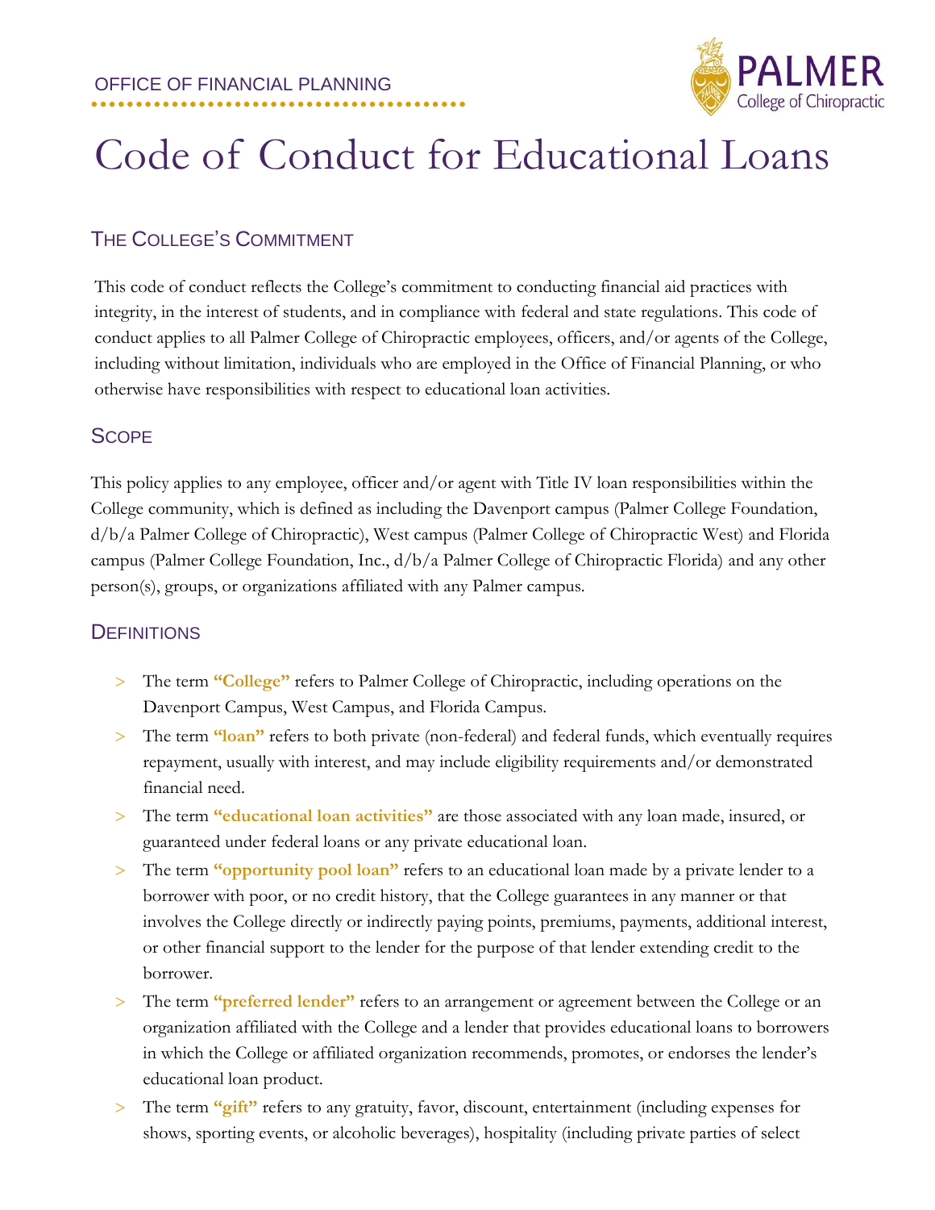OFFICE OF FINANCIAL PLANNING

# Code of Conduct for Educational Loans

## The College's Commitment

This code of conduct reflects the College's commitment to conducting financial aid practices with integrity, in the interest of students, and in compliance with federal and state regulations. This code of conduct applies to all Palmer College of Chiropractic employees, officers, and/or agents of the College, including without limitation, individuals who are employed in the Office of Financial Planning, or who otherwise have responsibilities with respect to educational loan activities.

## Scope

This policy applies to any employee, officer and/or agent with Title IV loan responsibilities within the College community, which is defined as including the Davenport campus (Palmer College Foundation, d/b/a Palmer College of Chiropractic), West campus (Palmer College of Chiropractic West) and Florida campus (Palmer College Foundation, Inc., d/b/a Palmer College of Chiropractic Florida) and any other person(s), groups, or organizations affiliated with any Palmer campus.

## Definitions

- The term **"College"** refers to Palmer College of Chiropractic, including operations on the Davenport Campus, West Campus, and Florida Campus.
- The term **"loan"** refers to both private (non-federal) and federal funds, which eventually requires repayment, usually with interest, and may include eligibility requirements and/or demonstrated financial need.
- The term **"educational loan activities"** are those associated with any loan made, insured, or guaranteed under federal loans or any private educational loan.
- The term **"opportunity pool loan"** refers to an educational loan made by a private lender to a borrower with poor, or no credit history, that the College guarantees in any manner or that involves the College directly or indirectly paying points, premiums, payments, additional interest, or other financial support to the lender for the purpose of that lender extending credit to the borrower.
- The term **"preferred lender"** refers to an arrangement or agreement between the College or an organization affiliated with the College and a lender that provides educational loans to borrowers in which the College or affiliated organization recommends, promotes, or endorses the lender's educational loan product.
- The term **"gift"** refers to any gratuity, favor, discount, entertainment (including expenses for shows, sporting events, or alcoholic beverages), hospitality (including private parties of select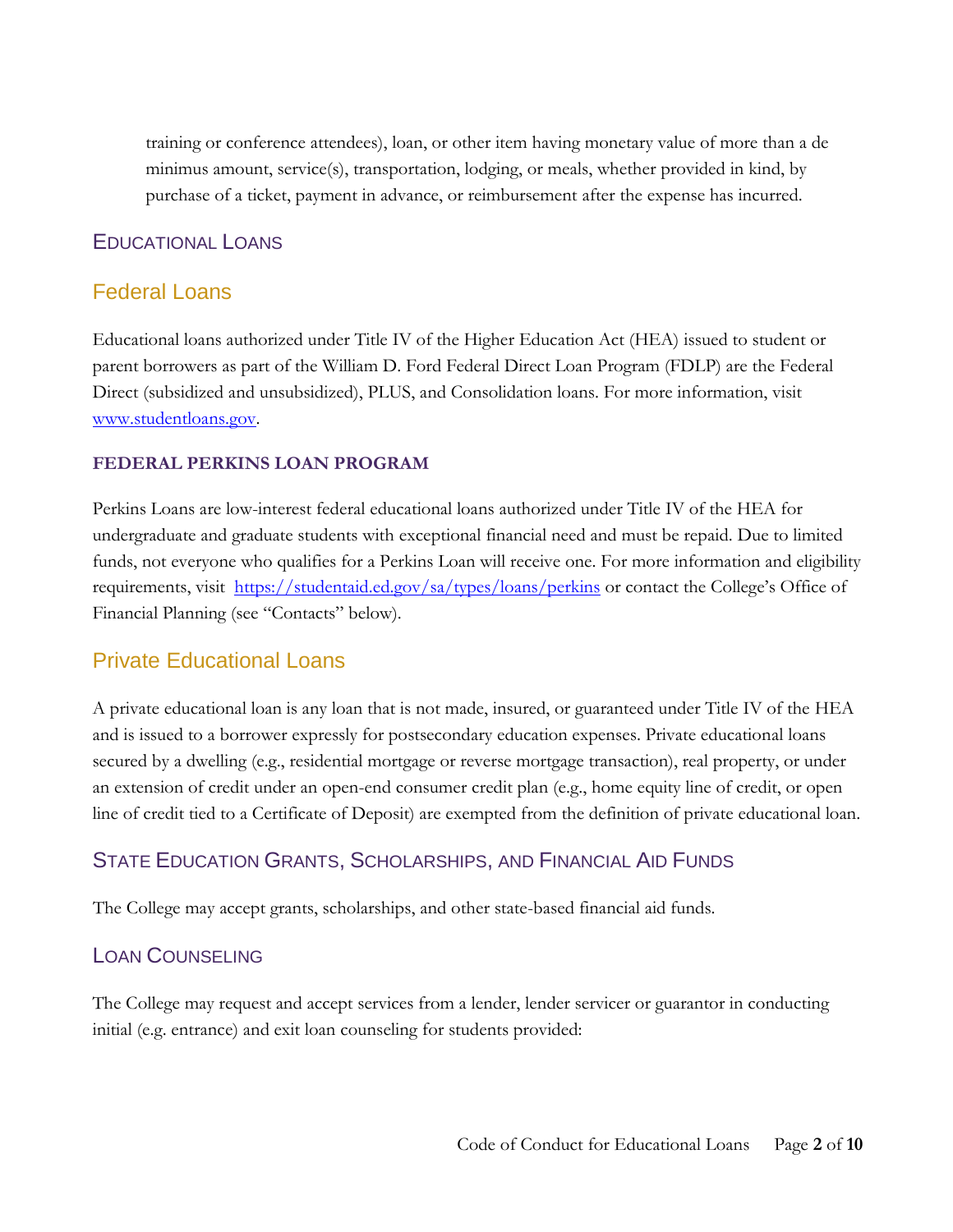training or conference attendees), loan, or other item having monetary value of more than a de minimus amount, service(s), transportation, lodging, or meals, whether provided in kind, by purchase of a ticket, payment in advance, or reimbursement after the expense has incurred.

## Educational Loans

### Federal Loans

Educational loans authorized under Title IV of the Higher Education Act (HEA) issued to student or parent borrowers as part of the William D. Ford Federal Direct Loan Program (FDLP) are the Federal Direct (subsidized and unsubsidized), PLUS, and Consolidation loans. For more information, visit [www.studentloans.gov](http://www.studentloans.gov).

#### FEDERAL PERKINS LOAN PROGRAM

Perkins Loans are low-interest federal educational loans authorized under Title IV of the HEA for undergraduate and graduate students with exceptional financial need and must be repaid. Due to limited funds, not everyone who qualifies for a Perkins Loan will receive one. For more information and eligibility requirements, visit [https://studentaid.ed.gov/sa/types/loans/perkins](https://studentaid.ed.gov/sa/types/loans/perkins) or contact the College's Office of Financial Planning (see "Contacts" below).

### Private Educational Loans

A private educational loan is any loan that is not made, insured, or guaranteed under Title IV of the HEA and is issued to a borrower expressly for postsecondary education expenses. Private educational loans secured by a dwelling (e.g., residential mortgage or reverse mortgage transaction), real property, or under an extension of credit under an open-end consumer credit plan (e.g., home equity line of credit, or open line of credit tied to a Certificate of Deposit) are exempted from the definition of private educational loan.

## State Education Grants, Scholarships, and Financial Aid Funds

The College may accept grants, scholarships, and other state-based financial aid funds.

## Loan Counseling

The College may request and accept services from a lender, lender servicer or guarantor in conducting initial (e.g. entrance) and exit loan counseling for students provided: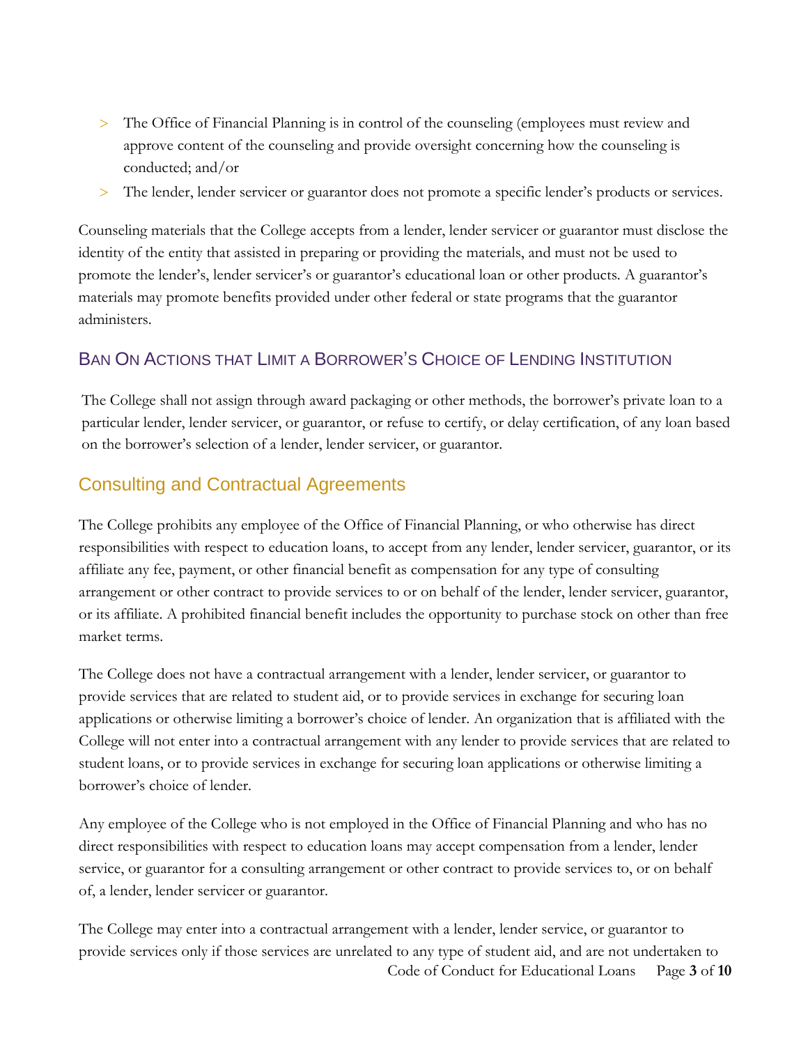- The Office of Financial Planning is in control of the counseling (employees must review and approve content of the counseling and provide oversight concerning how the counseling is conducted; and/or
- The lender, lender servicer or guarantor does not promote a specific lender's products or services.

Counseling materials that the College accepts from a lender, lender servicer or guarantor must disclose the identity of the entity that assisted in preparing or providing the materials, and must not be used to promote the lender's, lender servicer's or guarantor's educational loan or other products. A guarantor's materials may promote benefits provided under other federal or state programs that the guarantor administers.

### Ban On Actions that Limit a Borrower's Choice of Lending Institution

The College shall not assign through award packaging or other methods, the borrower's private loan to a particular lender, lender servicer, or guarantor, or refuse to certify, or delay certification, of any loan based on the borrower's selection of a lender, lender servicer, or guarantor.

## Consulting and Contractual Agreements

The College prohibits any employee of the Office of Financial Planning, or who otherwise has direct responsibilities with respect to education loans, to accept from any lender, lender servicer, guarantor, or its affiliate any fee, payment, or other financial benefit as compensation for any type of consulting arrangement or other contract to provide services to or on behalf of the lender, lender servicer, guarantor, or its affiliate. A prohibited financial benefit includes the opportunity to purchase stock on other than free market terms.

The College does not have a contractual arrangement with a lender, lender servicer, or guarantor to provide services that are related to student aid, or to provide services in exchange for securing loan applications or otherwise limiting a borrower's choice of lender. An organization that is affiliated with the College will not enter into a contractual arrangement with any lender to provide services that are related to student loans, or to provide services in exchange for securing loan applications or otherwise limiting a borrower's choice of lender.

Any employee of the College who is not employed in the Office of Financial Planning and who has no direct responsibilities with respect to education loans may accept compensation from a lender, lender service, or guarantor for a consulting arrangement or other contract to provide services to, or on behalf of, a lender, lender servicer or guarantor.

The College may enter into a contractual arrangement with a lender, lender service, or guarantor to provide services only if those services are unrelated to any type of student aid, and are not undertaken to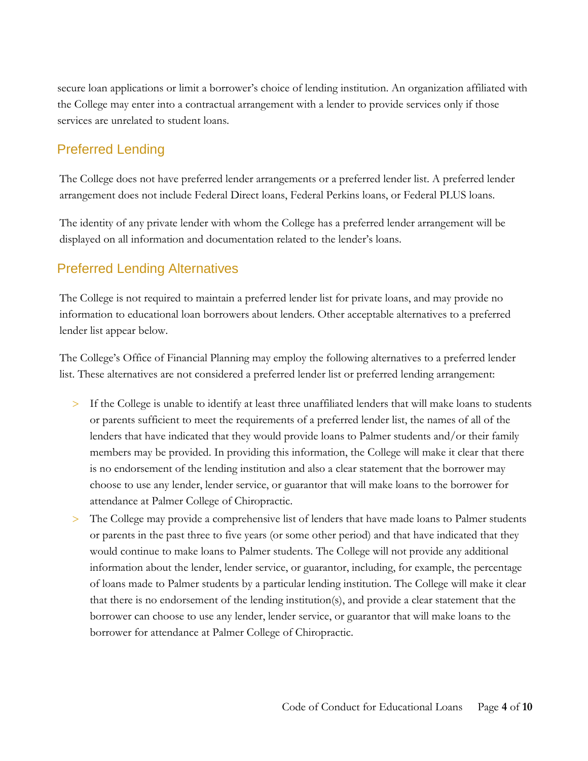secure loan applications or limit a borrower's choice of lending institution. An organization affiliated with the College may enter into a contractual arrangement with a lender to provide services only if those services are unrelated to student loans.

## Preferred Lending

The College does not have preferred lender arrangements or a preferred lender list. A preferred lender arrangement does not include Federal Direct loans, Federal Perkins loans, or Federal PLUS loans.

The identity of any private lender with whom the College has a preferred lender arrangement will be displayed on all information and documentation related to the lender's loans.

## Preferred Lending Alternatives

The College is not required to maintain a preferred lender list for private loans, and may provide no information to educational loan borrowers about lenders. Other acceptable alternatives to a preferred lender list appear below.

The College's Office of Financial Planning may employ the following alternatives to a preferred lender list. These alternatives are not considered a preferred lender list or preferred lending arrangement:

- If the College is unable to identify at least three unaffiliated lenders that will make loans to students or parents sufficient to meet the requirements of a preferred lender list, the names of all of the lenders that have indicated that they would provide loans to Palmer students and/or their family members may be provided. In providing this information, the College will make it clear that there is no endorsement of the lending institution and also a clear statement that the borrower may choose to use any lender, lender service, or guarantor that will make loans to the borrower for attendance at Palmer College of Chiropractic.
- The College may provide a comprehensive list of lenders that have made loans to Palmer students or parents in the past three to five years (or some other period) and that have indicated that they would continue to make loans to Palmer students. The College will not provide any additional information about the lender, lender service, or guarantor, including, for example, the percentage of loans made to Palmer students by a particular lending institution. The College will make it clear that there is no endorsement of the lending institution(s), and provide a clear statement that the borrower can choose to use any lender, lender service, or guarantor that will make loans to the borrower for attendance at Palmer College of Chiropractic.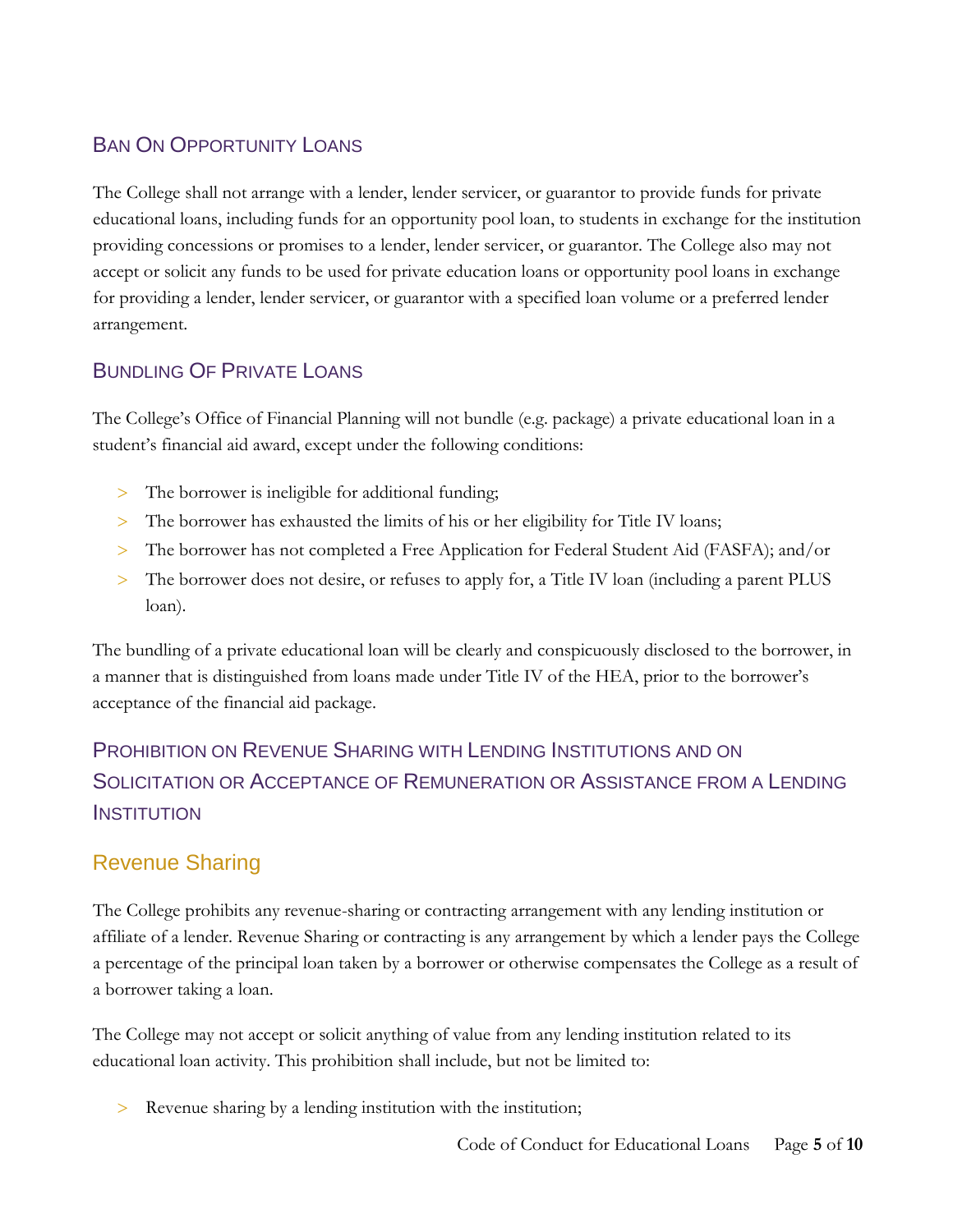## Ban On Opportunity Loans

The College shall not arrange with a lender, lender servicer, or guarantor to provide funds for private educational loans, including funds for an opportunity pool loan, to students in exchange for the institution providing concessions or promises to a lender, lender servicer, or guarantor. The College also may not accept or solicit any funds to be used for private education loans or opportunity pool loans in exchange for providing a lender, lender servicer, or guarantor with a specified loan volume or a preferred lender arrangement.

## Bundling Of Private Loans

The College's Office of Financial Planning will not bundle (e.g. package) a private educational loan in a student's financial aid award, except under the following conditions:

- The borrower is ineligible for additional funding;
- The borrower has exhausted the limits of his or her eligibility for Title IV loans;
- The borrower has not completed a Free Application for Federal Student Aid (FASFA); and/or
- The borrower does not desire, or refuses to apply for, a Title IV loan (including a parent PLUS loan).

The bundling of a private educational loan will be clearly and conspicuously disclosed to the borrower, in a manner that is distinguished from loans made under Title IV of the HEA, prior to the borrower's acceptance of the financial aid package.

## Prohibition on Revenue Sharing with Lending Institutions and on Solicitation or Acceptance of Remuneration or Assistance from a Lending Institution

### Revenue Sharing

The College prohibits any revenue-sharing or contracting arrangement with any lending institution or affiliate of a lender. Revenue Sharing or contracting is any arrangement by which a lender pays the College a percentage of the principal loan taken by a borrower or otherwise compensates the College as a result of a borrower taking a loan.

The College may not accept or solicit anything of value from any lending institution related to its educational loan activity. This prohibition shall include, but not be limited to:

- Revenue sharing by a lending institution with the institution;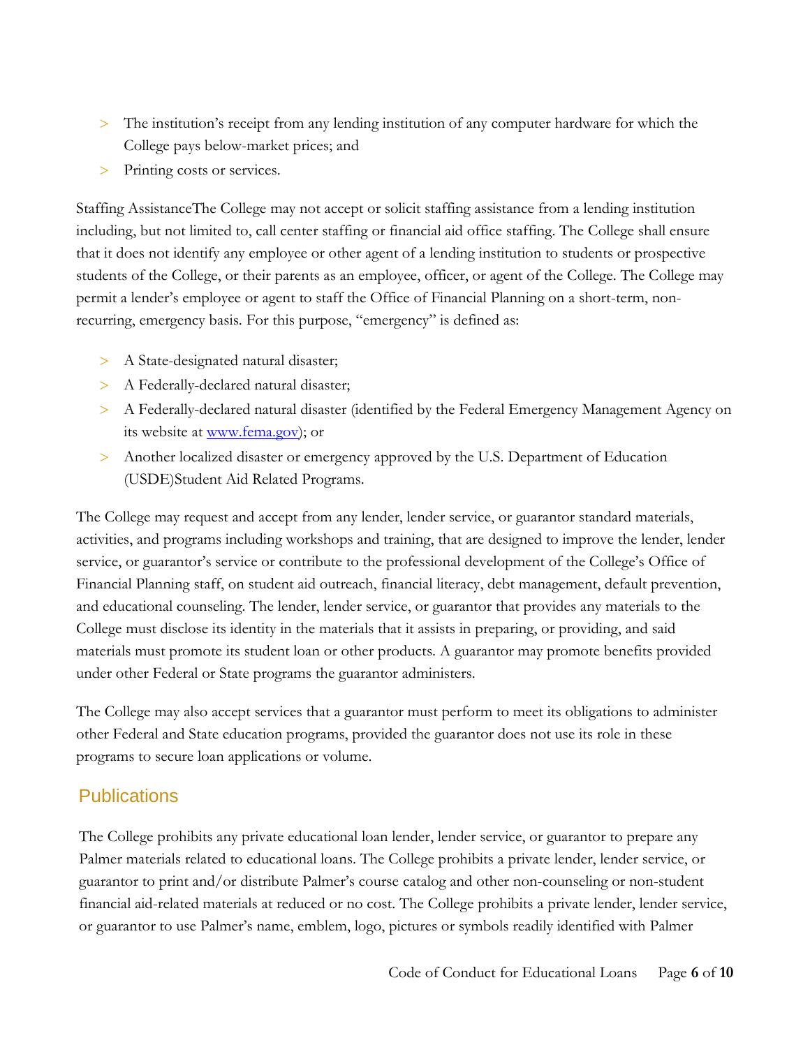- The institution's receipt from any lending institution of any computer hardware for which the College pays below-market prices; and
- Printing costs or services.

Staffing AssistanceThe College may not accept or solicit staffing assistance from a lending institution including, but not limited to, call center staffing or financial aid office staffing. The College shall ensure that it does not identify any employee or other agent of a lending institution to students or prospective students of the College, or their parents as an employee, officer, or agent of the College. The College may permit a lender's employee or agent to staff the Office of Financial Planning on a short-term, non-recurring, emergency basis. For this purpose, "emergency" is defined as:

- A State-designated natural disaster;
- A Federally-declared natural disaster;
- A Federally-declared natural disaster (identified by the Federal Emergency Management Agency on its website at [www.fema.gov](http://www.fema.gov)); or
- Another localized disaster or emergency approved by the U.S. Department of Education (USDE)Student Aid Related Programs.

The College may request and accept from any lender, lender service, or guarantor standard materials, activities, and programs including workshops and training, that are designed to improve the lender, lender service, or guarantor's service or contribute to the professional development of the College's Office of Financial Planning staff, on student aid outreach, financial literacy, debt management, default prevention, and educational counseling. The lender, lender service, or guarantor that provides any materials to the College must disclose its identity in the materials that it assists in preparing, or providing, and said materials must promote its student loan or other products. A guarantor may promote benefits provided under other Federal or State programs the guarantor administers.

The College may also accept services that a guarantor must perform to meet its obligations to administer other Federal and State education programs, provided the guarantor does not use its role in these programs to secure loan applications or volume.

## Publications

The College prohibits any private educational loan lender, lender service, or guarantor to prepare any Palmer materials related to educational loans. The College prohibits a private lender, lender service, or guarantor to print and/or distribute Palmer's course catalog and other non-counseling or non-student financial aid-related materials at reduced or no cost. The College prohibits a private lender, lender service, or guarantor to use Palmer's name, emblem, logo, pictures or symbols readily identified with Palmer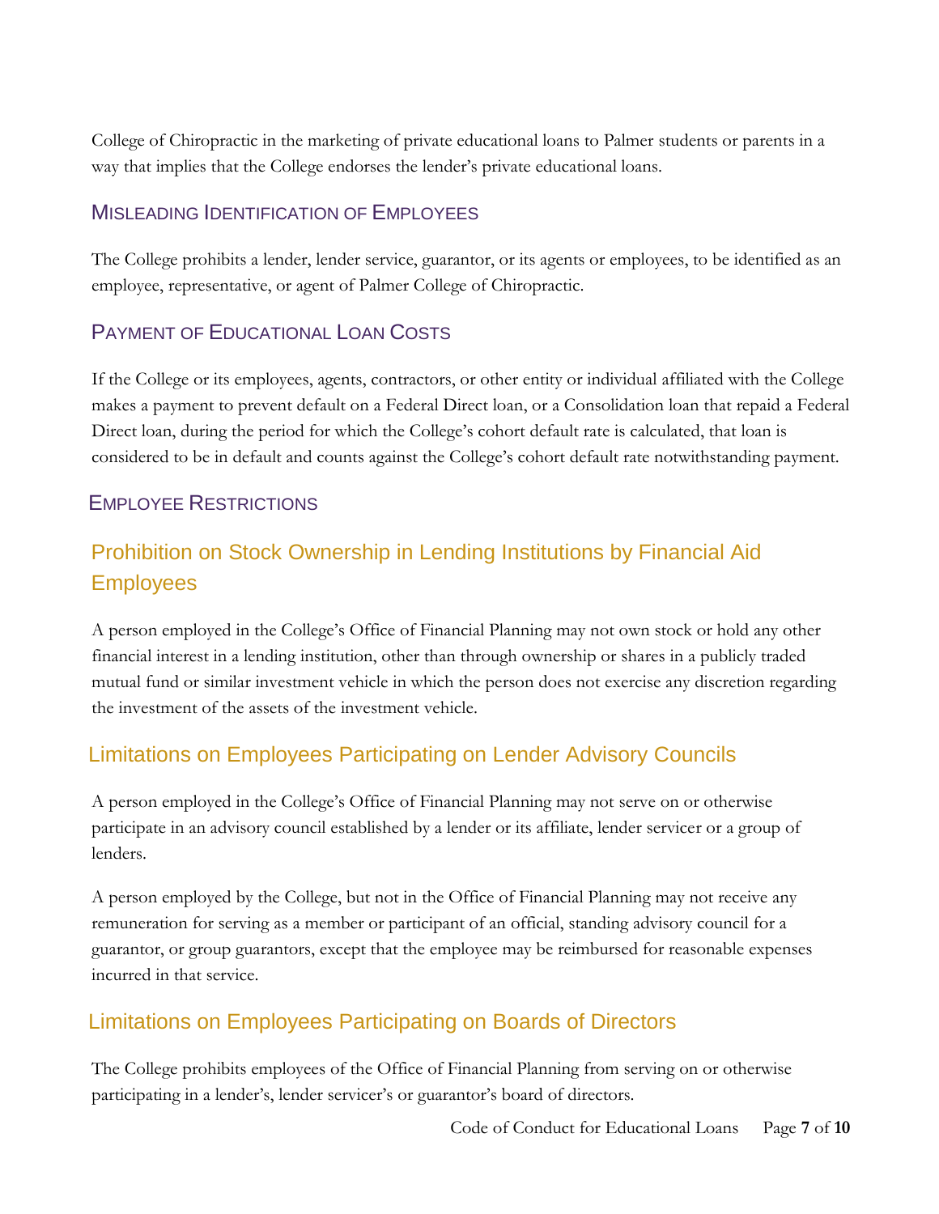College of Chiropractic in the marketing of private educational loans to Palmer students or parents in a way that implies that the College endorses the lender's private educational loans.

### Misleading Identification of Employees

The College prohibits a lender, lender service, guarantor, or its agents or employees, to be identified as an employee, representative, or agent of Palmer College of Chiropractic.

### Payment of Educational Loan Costs

If the College or its employees, agents, contractors, or other entity or individual affiliated with the College makes a payment to prevent default on a Federal Direct loan, or a Consolidation loan that repaid a Federal Direct loan, during the period for which the College's cohort default rate is calculated, that loan is considered to be in default and counts against the College's cohort default rate notwithstanding payment.

### Employee Restrictions

#### Prohibition on Stock Ownership in Lending Institutions by Financial Aid Employees

A person employed in the College's Office of Financial Planning may not own stock or hold any other financial interest in a lending institution, other than through ownership or shares in a publicly traded mutual fund or similar investment vehicle in which the person does not exercise any discretion regarding the investment of the assets of the investment vehicle.

#### Limitations on Employees Participating on Lender Advisory Councils

A person employed in the College's Office of Financial Planning may not serve on or otherwise participate in an advisory council established by a lender or its affiliate, lender servicer or a group of lenders.

A person employed by the College, but not in the Office of Financial Planning may not receive any remuneration for serving as a member or participant of an official, standing advisory council for a guarantor, or group guarantors, except that the employee may be reimbursed for reasonable expenses incurred in that service.

#### Limitations on Employees Participating on Boards of Directors

The College prohibits employees of the Office of Financial Planning from serving on or otherwise participating in a lender's, lender servicer's or guarantor's board of directors.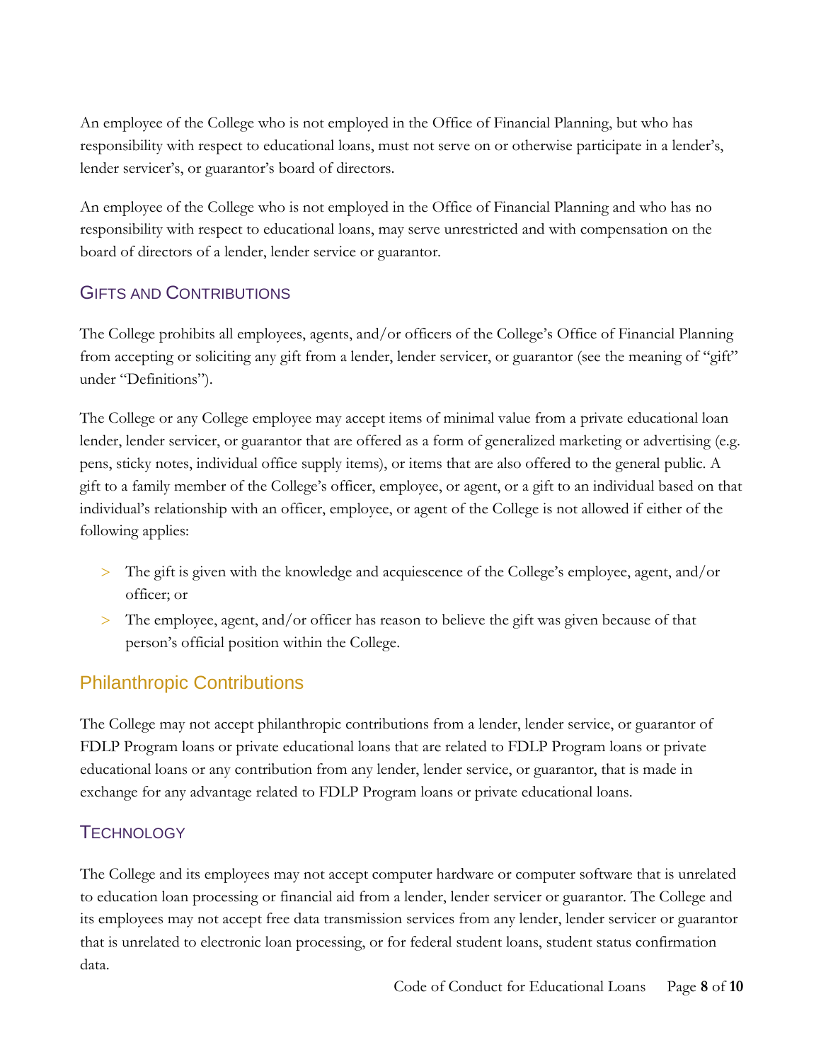An employee of the College who is not employed in the Office of Financial Planning, but who has responsibility with respect to educational loans, must not serve on or otherwise participate in a lender's, lender servicer's, or guarantor's board of directors.

An employee of the College who is not employed in the Office of Financial Planning and who has no responsibility with respect to educational loans, may serve unrestricted and with compensation on the board of directors of a lender, lender service or guarantor.

## Gifts and Contributions

The College prohibits all employees, agents, and/or officers of the College's Office of Financial Planning from accepting or soliciting any gift from a lender, lender servicer, or guarantor (see the meaning of "gift" under "Definitions").

The College or any College employee may accept items of minimal value from a private educational loan lender, lender servicer, or guarantor that are offered as a form of generalized marketing or advertising (e.g. pens, sticky notes, individual office supply items), or items that are also offered to the general public. A gift to a family member of the College's officer, employee, or agent, or a gift to an individual based on that individual's relationship with an officer, employee, or agent of the College is not allowed if either of the following applies:

- The gift is given with the knowledge and acquiescence of the College's employee, agent, and/or officer; or
- The employee, agent, and/or officer has reason to believe the gift was given because of that person's official position within the College.

### Philanthropic Contributions

The College may not accept philanthropic contributions from a lender, lender service, or guarantor of FDLP Program loans or private educational loans that are related to FDLP Program loans or private educational loans or any contribution from any lender, lender service, or guarantor, that is made in exchange for any advantage related to FDLP Program loans or private educational loans.

## Technology

The College and its employees may not accept computer hardware or computer software that is unrelated to education loan processing or financial aid from a lender, lender servicer or guarantor. The College and its employees may not accept free data transmission services from any lender, lender servicer or guarantor that is unrelated to electronic loan processing, or for federal student loans, student status confirmation data.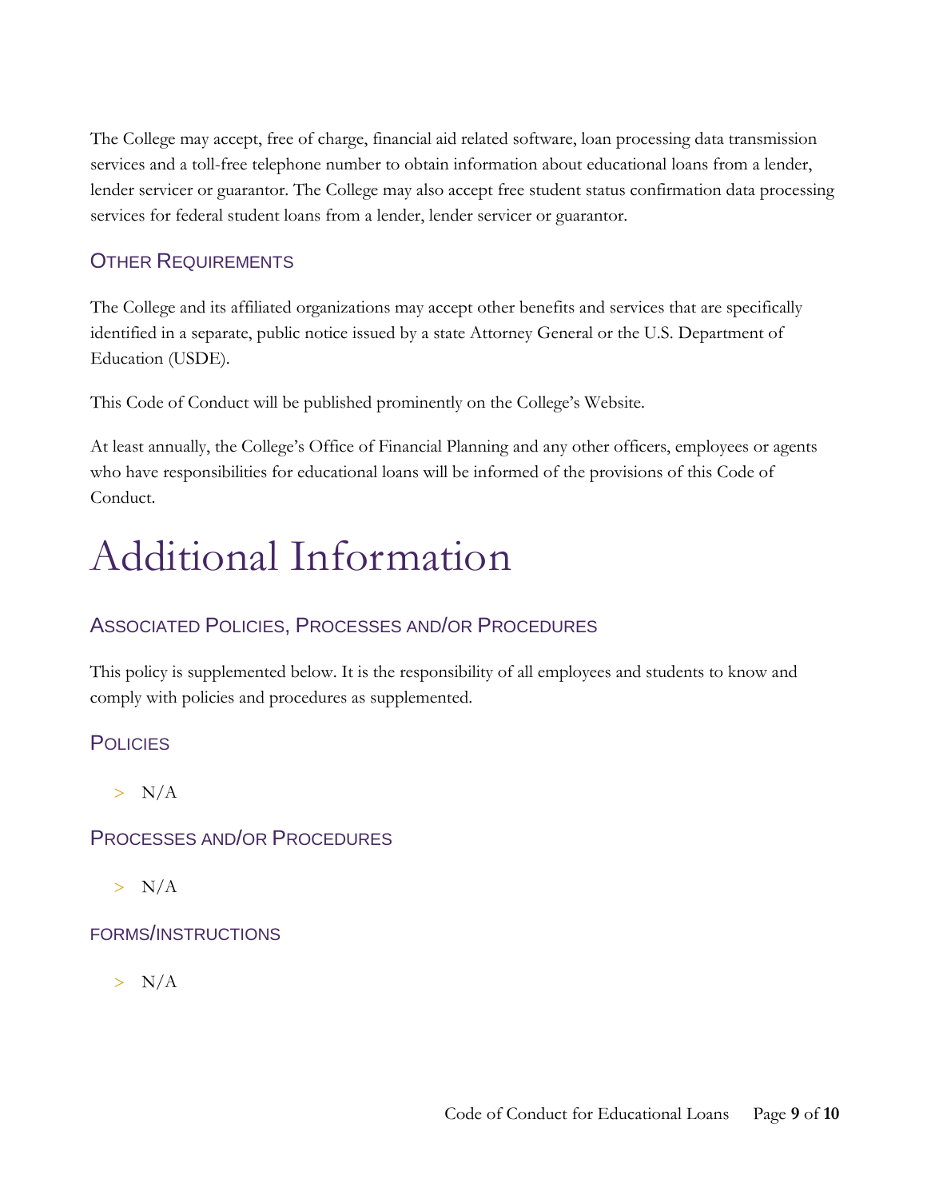The College may accept, free of charge, financial aid related software, loan processing data transmission services and a toll-free telephone number to obtain information about educational loans from a lender, lender servicer or guarantor. The College may also accept free student status confirmation data processing services for federal student loans from a lender, lender servicer or guarantor.

### Other Requirements

The College and its affiliated organizations may accept other benefits and services that are specifically identified in a separate, public notice issued by a state Attorney General or the U.S. Department of Education (USDE).

This Code of Conduct will be published prominently on the College's Website.

At least annually, the College's Office of Financial Planning and any other officers, employees or agents who have responsibilities for educational loans will be informed of the provisions of this Code of Conduct.

# Additional Information

### Associated Policies, Processes and/or Procedures

This policy is supplemented below. It is the responsibility of all employees and students to know and comply with policies and procedures as supplemented.

### Policies

- N/A

### Processes and/or Procedures

- N/A

### forms/instructions

- N/A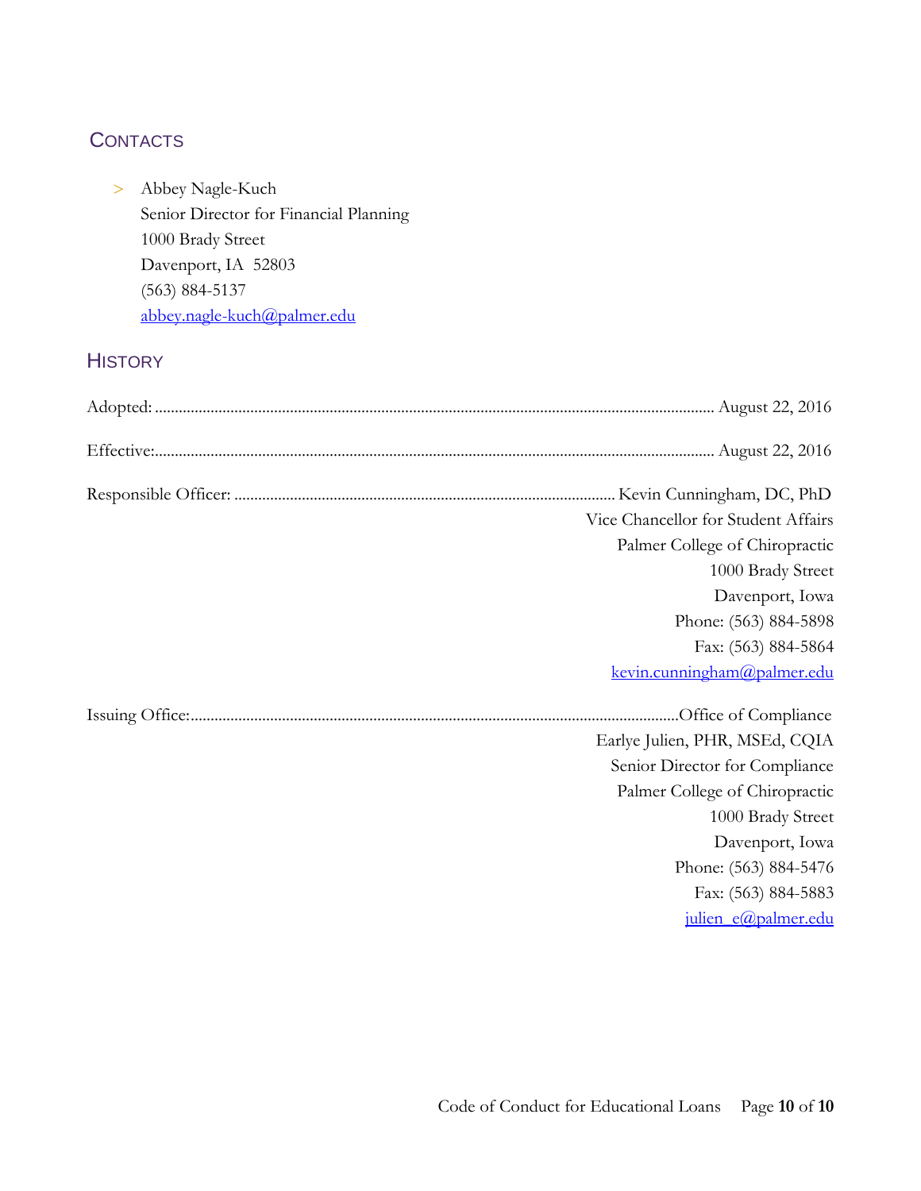## Contacts

> Abbey Nagle-Kuch
> Senior Director for Financial Planning
> 1000 Brady Street
> Davenport, IA 52803
> (563) 884-5137
> abbey.nagle-kuch@palmer.edu

## History

Adopted: ........................................................................................................................................ August 22, 2016

Effective:........................................................................................................................................ August 22, 2016

Responsible Officer: ............................................................................................ Kevin Cunningham, DC, PhD
Vice Chancellor for Student Affairs
Palmer College of Chiropractic
1000 Brady Street
Davenport, Iowa
Phone: (563) 884-5898
Fax: (563) 884-5864
kevin.cunningham@palmer.edu

Issuing Office:........................................................................................................................Office of Compliance
Earlye Julien, PHR, MSEd, CQIA
Senior Director for Compliance
Palmer College of Chiropractic
1000 Brady Street
Davenport, Iowa
Phone: (563) 884-5476
Fax: (563) 884-5883
julien_e@palmer.edu